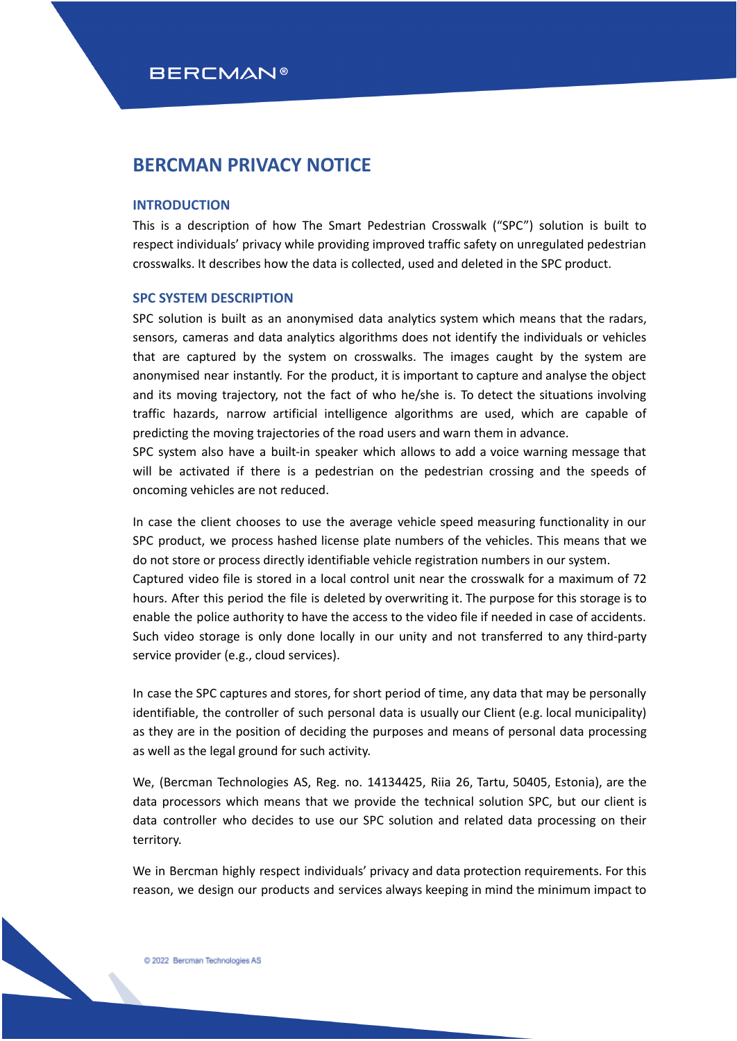# BERCMAN PRIVACY NOTICE

## INTRODUCTION

This is a description of how The Smart Pedestrian Crosswalk ("SPC") solution is built to respect individuals' privacy while providing improved traffic safety on unregulated pedestrian crosswalks. It describes how the data is collected, used and deleted in the SPC product.

## SPC SYSTEM DESCRIPTION

SPC solution is built as an anonymised data analytics system which means that the radars, sensors, cameras and data analytics algorithms does not identify the individuals or vehicles that are captured by the system on crosswalks. The images caught by the system are anonymised near instantly. For the product, it is important to capture and analyse the object and its moving trajectory, not the fact of who he/she is. To detect the situations involving traffic hazards, narrow artificial intelligence algorithms are used, which are capable of predicting the moving trajectories of the road users and warn them in advance.
SPC system also have a built-in speaker which allows to add a voice warning message that will be activated if there is a pedestrian on the pedestrian crossing and the speeds of oncoming vehicles are not reduced.

In case the client chooses to use the average vehicle speed measuring functionality in our SPC product, we process hashed license plate numbers of the vehicles. This means that we do not store or process directly identifiable vehicle registration numbers in our system.
Captured video file is stored in a local control unit near the crosswalk for a maximum of 72 hours. After this period the file is deleted by overwriting it. The purpose for this storage is to enable the police authority to have the access to the video file if needed in case of accidents. Such video storage is only done locally in our unity and not transferred to any third-party service provider (e.g., cloud services).

In case the SPC captures and stores, for short period of time, any data that may be personally identifiable, the controller of such personal data is usually our Client (e.g. local municipality) as they are in the position of deciding the purposes and means of personal data processing as well as the legal ground for such activity.

We, (Bercman Technologies AS, Reg. no. 14134425, Riia 26, Tartu, 50405, Estonia), are the data processors which means that we provide the technical solution SPC, but our client is data controller who decides to use our SPC solution and related data processing on their territory.

We in Bercman highly respect individuals' privacy and data protection requirements. For this reason, we design our products and services always keeping in mind the minimum impact to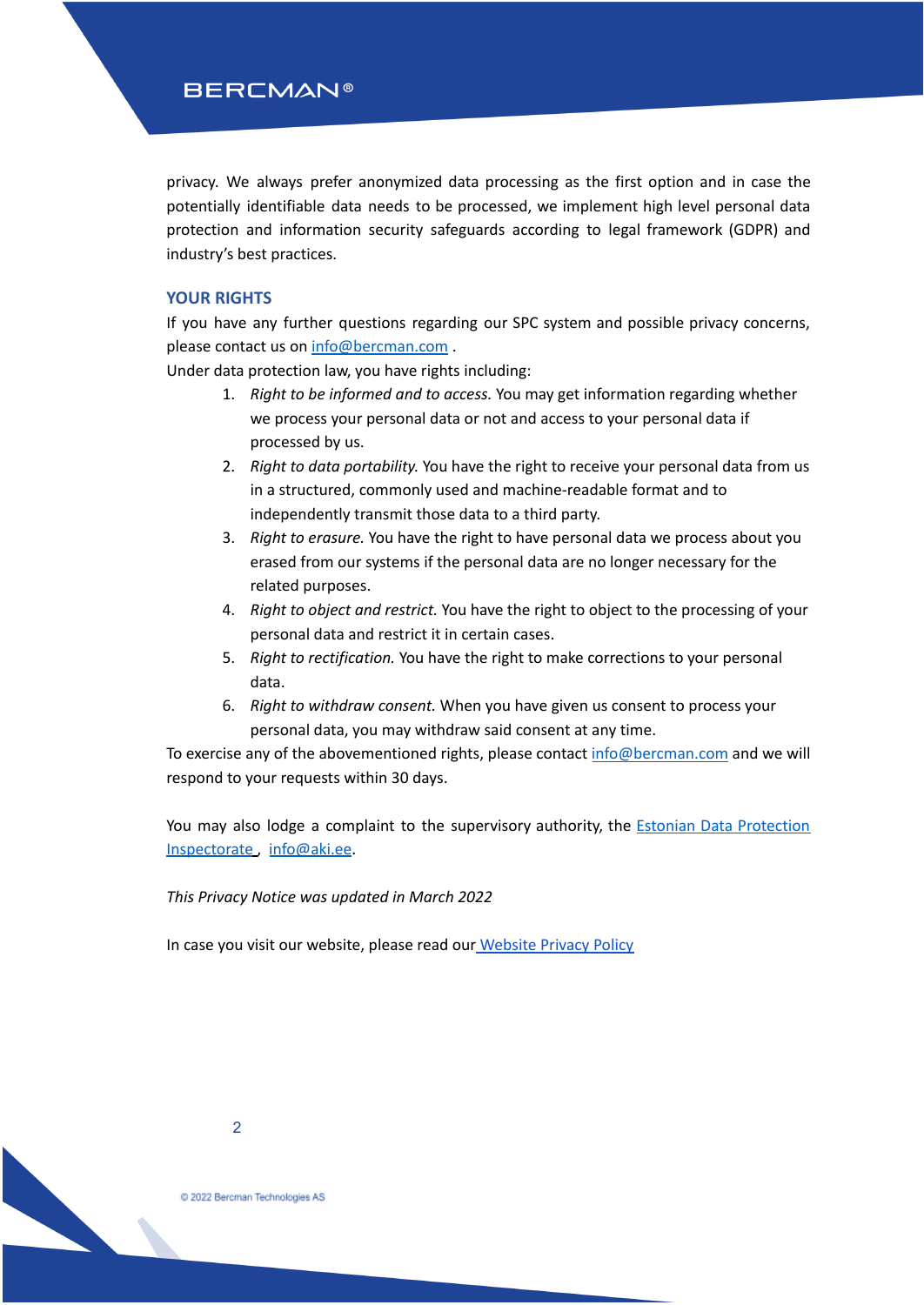privacy. We always prefer anonymized data processing as the first option and in case the potentially identifiable data needs to be processed, we implement high level personal data protection and information security safeguards according to legal framework (GDPR) and industry's best practices.

## YOUR RIGHTS

If you have any further questions regarding our SPC system and possible privacy concerns, please contact us on info@bercman.com .

Under data protection law, you have rights including:

1. *Right to be informed and to access.* You may get information regarding whether we process your personal data or not and access to your personal data if processed by us.
2. *Right to data portability.* You have the right to receive your personal data from us in a structured, commonly used and machine-readable format and to independently transmit those data to a third party.
3. *Right to erasure.* You have the right to have personal data we process about you erased from our systems if the personal data are no longer necessary for the related purposes.
4. *Right to object and restrict.* You have the right to object to the processing of your personal data and restrict it in certain cases.
5. *Right to rectification.* You have the right to make corrections to your personal data.
6. *Right to withdraw consent.* When you have given us consent to process your personal data, you may withdraw said consent at any time.

To exercise any of the abovementioned rights, please contact info@bercman.com and we will respond to your requests within 30 days.

You may also lodge a complaint to the supervisory authority, the Estonian Data Protection Inspectorate , info@aki.ee.

*This Privacy Notice was updated in March 2022*

In case you visit our website, please read our Website Privacy Policy

© 2022 Bercman Technologies AS